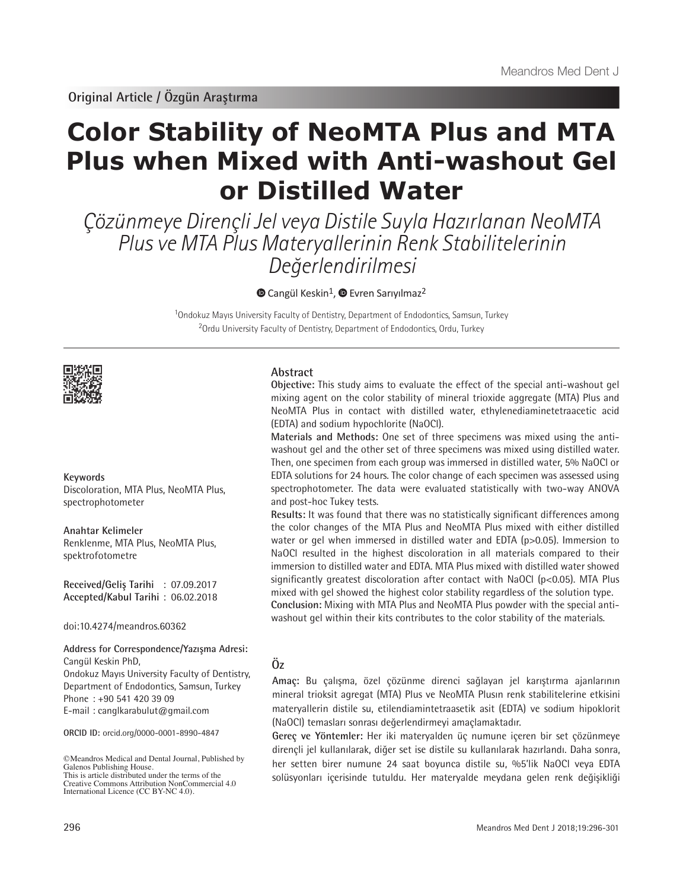Original Article / Özgün Araştırma

# Color Stability of NeoMTA Plus and MTA Plus when Mixed with Anti-washout Gel or Distilled Water

*Çözünmeye Dirençli Jel veya Distile Suyla Hazırlanan NeoMTA Plus ve MTA Plus Materyallerinin Renk Stabilitelerinin Değerlendirilmesi*

Cangül Keskin[1], Evren Sarıyılmaz[2]

[1]Ondokuz Mayıs University Faculty of Dentistry, Department of Endodontics, Samsun, Turkey
[2]Ordu University Faculty of Dentistry, Department of Endodontics, Ordu, Turkey

## Abstract

**Objective:** This study aims to evaluate the effect of the special anti-washout gel mixing agent on the color stability of mineral trioxide aggregate (MTA) Plus and NeoMTA Plus in contact with distilled water, ethylenediaminetetraacetic acid (EDTA) and sodium hypochlorite (NaOCl).

**Materials and Methods:** One set of three specimens was mixed using the anti-washout gel and the other set of three specimens was mixed using distilled water. Then, one specimen from each group was immersed in distilled water, 5% NaOCl or EDTA solutions for 24 hours. The color change of each specimen was assessed using spectrophotometer. The data were evaluated statistically with two-way ANOVA and post-hoc Tukey tests.

**Results:** It was found that there was no statistically significant differences among the color changes of the MTA Plus and NeoMTA Plus mixed with either distilled water or gel when immersed in distilled water and EDTA ($p>0.05$). Immersion to NaOCl resulted in the highest discoloration in all materials compared to their immersion to distilled water and EDTA. MTA Plus mixed with distilled water showed significantly greatest discoloration after contact with NaOCl ($p<0.05$). MTA Plus mixed with gel showed the highest color stability regardless of the solution type.

**Conclusion:** Mixing with MTA Plus and NeoMTA Plus powder with the special anti-washout gel within their kits contributes to the color stability of the materials.

**Keywords**
Discoloration, MTA Plus, NeoMTA Plus, spectrophotometer

**Anahtar Kelimeler**
Renklenme, MTA Plus, NeoMTA Plus, spektrofotometre

**Received/Geliş Tarihi** : 07.09.2017
**Accepted/Kabul Tarihi** : 06.02.2018

doi:10.4274/meandros.60362

**Address for Correspondence/Yazışma Adresi:**
Cangül Keskin PhD,
Ondokuz Mayıs University Faculty of Dentistry, Department of Endodontics, Samsun, Turkey
Phone : +90 541 420 39 09
E-mail : canglkarabulut@gmail.com

**ORCID ID:** orcid.org/0000-0001-8990-4847

©Meandros Medical and Dental Journal, Published by Galenos Publishing House.
This is article distributed under the terms of the Creative Commons Attribution NonCommercial 4.0 International Licence (CC BY-NC 4.0).

## Öz

**Amaç:** Bu çalışma, özel çözünme direnci sağlayan jel karıştırma ajanlarının mineral trioksit agregat (MTA) Plus ve NeoMTA Plusın renk stabilitelerine etkisini materyallerin distile su, etilendiamintetraasetik asit (EDTA) ve sodium hipoklorit (NaOCl) temasları sonrası değerlendirmeyi amaçlamaktadır.

**Gereç ve Yöntemler:** Her iki materyalden üç numune içeren bir set çözünmeye dirençli jel kullanılarak, diğer set ise distile su kullanılarak hazırlandı. Daha sonra, her setten birer numune 24 saat boyunca distile su, %5'lik NaOCl veya EDTA solüsyonları içerisinde tutuldu. Her materyalde meydana gelen renk değişikliği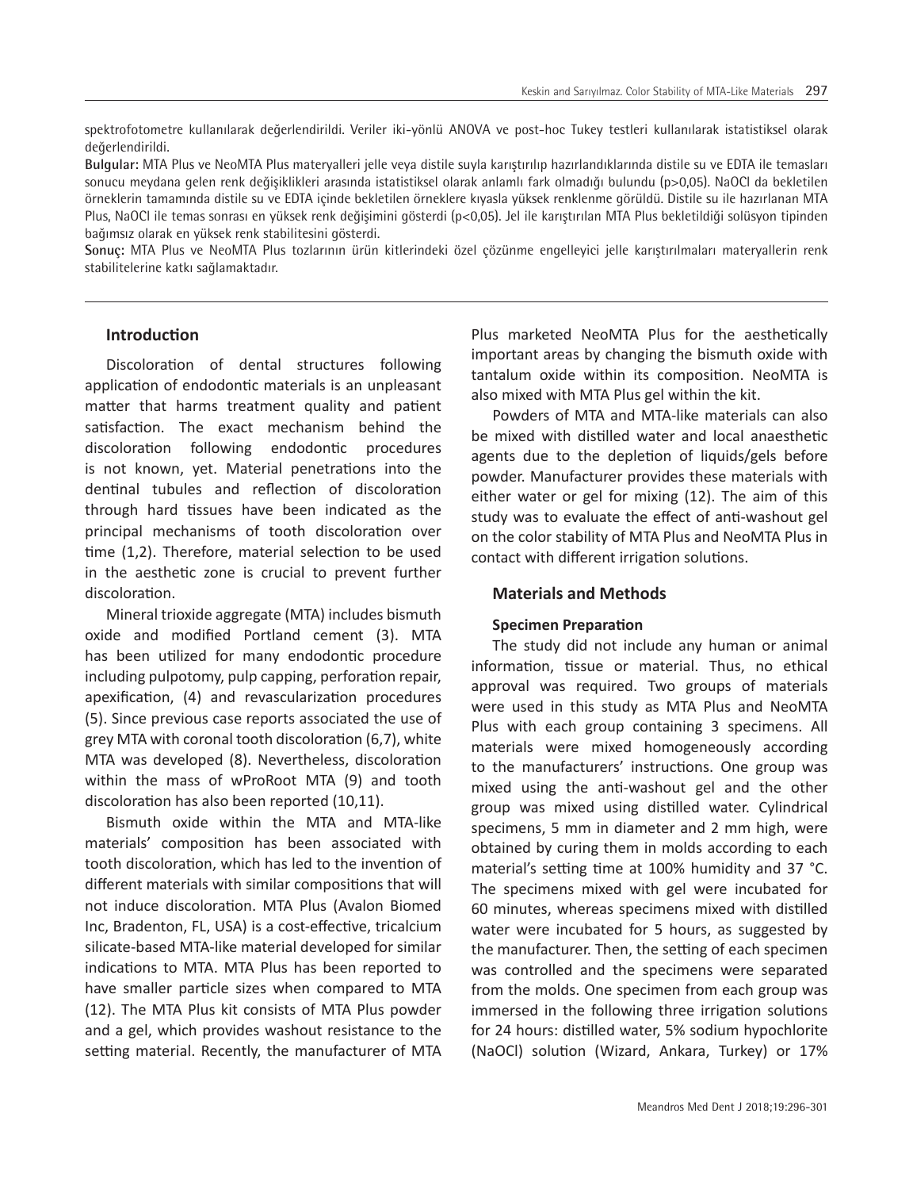spektrofotometre kullanılarak değerlendirildi. Veriler iki-yönlü ANOVA ve post-hoc Tukey testleri kullanılarak istatistiksel olarak değerlendirildi.

**Bulgular:** MTA Plus ve NeoMTA Plus materyalleri jelle veya distile suyla karıştırılıp hazırlandıklarında distile su ve EDTA ile temasları sonucu meydana gelen renk değişiklikleri arasında istatistiksel olarak anlamlı fark olmadığı bulundu (p>0,05). NaOCl da bekletilen örneklerin tamamında distile su ve EDTA içinde bekletilen örneklere kıyasla yüksek renklenme görüldü. Distile su ile hazırlanan MTA Plus, NaOCl ile temas sonrası en yüksek renk değişimini gösterdi (p<0,05). Jel ile karıştırılan MTA Plus bekletildiği solüsyon tipinden bağımsız olarak en yüksek renk stabilitesini gösterdi.

**Sonuç:** MTA Plus ve NeoMTA Plus tozlarının ürün kitlerindeki özel çözünme engelleyici jelle karıştırılmaları materyallerin renk stabilitelerine katkı sağlamaktadır.

## Introduction

Discoloration of dental structures following application of endodontic materials is an unpleasant matter that harms treatment quality and patient satisfaction. The exact mechanism behind the discoloration following endodontic procedures is not known, yet. Material penetrations into the dentinal tubules and reflection of discoloration through hard tissues have been indicated as the principal mechanisms of tooth discoloration over time (1,2). Therefore, material selection to be used in the aesthetic zone is crucial to prevent further discoloration.

Mineral trioxide aggregate (MTA) includes bismuth oxide and modified Portland cement (3). MTA has been utilized for many endodontic procedure including pulpotomy, pulp capping, perforation repair, apexification, (4) and revascularization procedures (5). Since previous case reports associated the use of grey MTA with coronal tooth discoloration (6,7), white MTA was developed (8). Nevertheless, discoloration within the mass of wProRoot MTA (9) and tooth discoloration has also been reported (10,11).

Bismuth oxide within the MTA and MTA-like materials' composition has been associated with tooth discoloration, which has led to the invention of different materials with similar compositions that will not induce discoloration. MTA Plus (Avalon Biomed Inc, Bradenton, FL, USA) is a cost-effective, tricalcium silicate-based MTA-like material developed for similar indications to MTA. MTA Plus has been reported to have smaller particle sizes when compared to MTA (12). The MTA Plus kit consists of MTA Plus powder and a gel, which provides washout resistance to the setting material. Recently, the manufacturer of MTA Plus marketed NeoMTA Plus for the aesthetically important areas by changing the bismuth oxide with tantalum oxide within its composition. NeoMTA is also mixed with MTA Plus gel within the kit.

Powders of MTA and MTA-like materials can also be mixed with distilled water and local anaesthetic agents due to the depletion of liquids/gels before powder. Manufacturer provides these materials with either water or gel for mixing (12). The aim of this study was to evaluate the effect of anti-washout gel on the color stability of MTA Plus and NeoMTA Plus in contact with different irrigation solutions.

## Materials and Methods

### Specimen Preparation

The study did not include any human or animal information, tissue or material. Thus, no ethical approval was required. Two groups of materials were used in this study as MTA Plus and NeoMTA Plus with each group containing 3 specimens. All materials were mixed homogeneously according to the manufacturers' instructions. One group was mixed using the anti-washout gel and the other group was mixed using distilled water. Cylindrical specimens, 5 mm in diameter and 2 mm high, were obtained by curing them in molds according to each material's setting time at 100% humidity and 37 °C. The specimens mixed with gel were incubated for 60 minutes, whereas specimens mixed with distilled water were incubated for 5 hours, as suggested by the manufacturer. Then, the setting of each specimen was controlled and the specimens were separated from the molds. One specimen from each group was immersed in the following three irrigation solutions for 24 hours: distilled water, 5% sodium hypochlorite (NaOCl) solution (Wizard, Ankara, Turkey) or 17%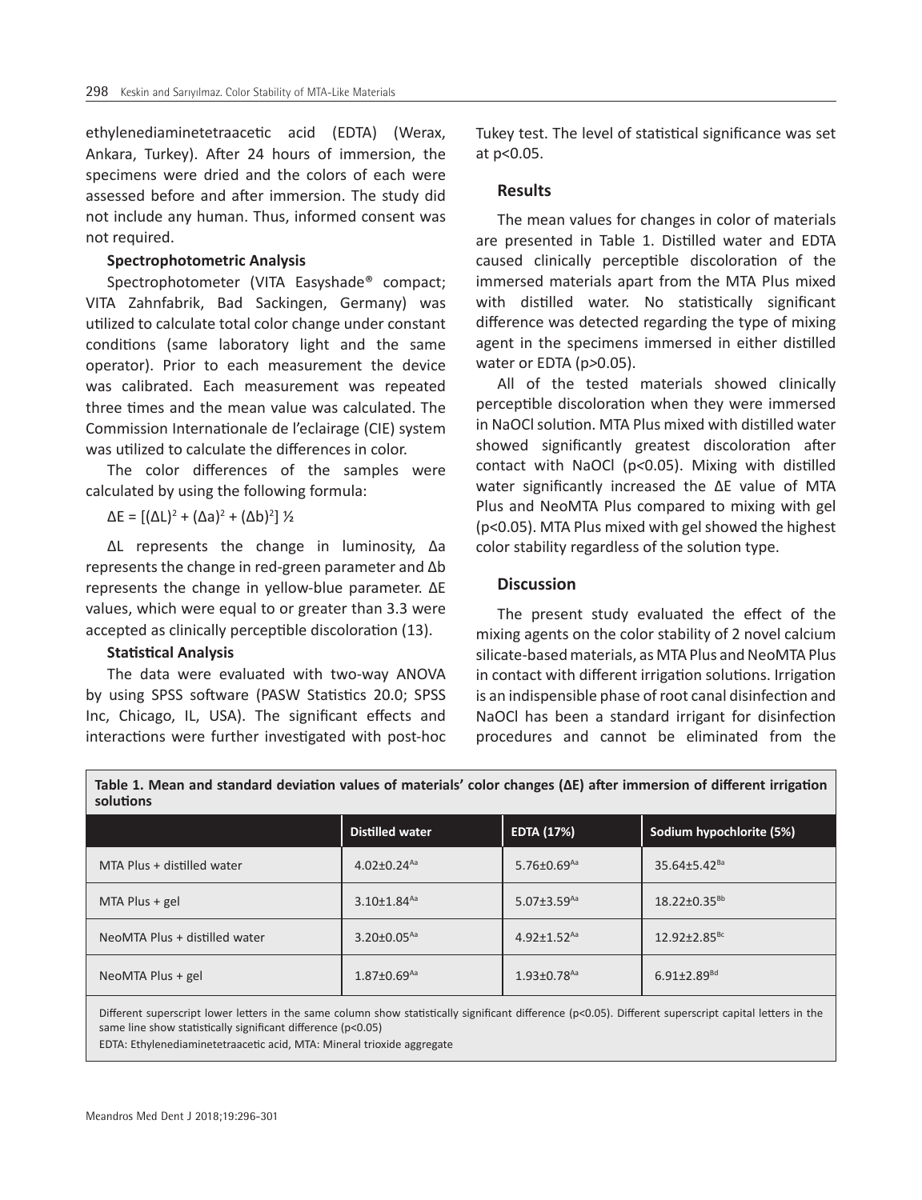ethylenediaminetetraacetic acid (EDTA) (Werax, Ankara, Turkey). After 24 hours of immersion, the specimens were dried and the colors of each were assessed before and after immersion. The study did not include any human. Thus, informed consent was not required.

**Spectrophotometric Analysis**

Spectrophotometer (VITA Easyshade® compact; VITA Zahnfabrik, Bad Sackingen, Germany) was utilized to calculate total color change under constant conditions (same laboratory light and the same operator). Prior to each measurement the device was calibrated. Each measurement was repeated three times and the mean value was calculated. The Commission Internationale de l'eclairage (CIE) system was utilized to calculate the differences in color.

The color differences of the samples were calculated by using the following formula:

$$\Delta E = [(\Delta L)^2 + (\Delta a)^2 + (\Delta b)^2]^{1/2}$$

$\Delta L$ represents the change in luminosity, $\Delta a$ represents the change in red-green parameter and $\Delta b$ represents the change in yellow-blue parameter. $\Delta E$ values, which were equal to or greater than 3.3 were accepted as clinically perceptible discoloration (13).

**Statistical Analysis**

The data were evaluated with two-way ANOVA by using SPSS software (PASW Statistics 20.0; SPSS Inc, Chicago, IL, USA). The significant effects and interactions were further investigated with post-hoc Tukey test. The level of statistical significance was set at $p<0.05$.

## Results

The mean values for changes in color of materials are presented in Table 1. Distilled water and EDTA caused clinically perceptible discoloration of the immersed materials apart from the MTA Plus mixed with distilled water. No statistically significant difference was detected regarding the type of mixing agent in the specimens immersed in either distilled water or EDTA ($p>0.05$).

All of the tested materials showed clinically perceptible discoloration when they were immersed in NaOCl solution. MTA Plus mixed with distilled water showed significantly greatest discoloration after contact with NaOCl ($p<0.05$). Mixing with distilled water significantly increased the $\Delta E$ value of MTA Plus and NeoMTA Plus compared to mixing with gel ($p<0.05$). MTA Plus mixed with gel showed the highest color stability regardless of the solution type.

## Discussion

The present study evaluated the effect of the mixing agents on the color stability of 2 novel calcium silicate-based materials, as MTA Plus and NeoMTA Plus in contact with different irrigation solutions. Irrigation is an indispensible phase of root canal disinfection and NaOCl has been a standard irrigant for disinfection procedures and cannot be eliminated from the

**Table 1. Mean and standard deviation values of materials' color changes ($\Delta E$) after immersion of different irrigation solutions**

| | Distilled water | EDTA (17%) | Sodium hypochlorite (5%) |
|---|---|---|---|
| MTA Plus + distilled water | $4.02 \pm 0.24^{Aa}$ | $5.76 \pm 0.69^{Aa}$ | $35.64 \pm 5.42^{Ba}$ |
| MTA Plus + gel | $3.10 \pm 1.84^{Aa}$ | $5.07 \pm 3.59^{Aa}$ | $18.22 \pm 0.35^{Bb}$ |
| NeoMTA Plus + distilled water | $3.20 \pm 0.05^{Aa}$ | $4.92 \pm 1.52^{Aa}$ | $12.92 \pm 2.85^{Bc}$ |
| NeoMTA Plus + gel | $1.87 \pm 0.69^{Aa}$ | $1.93 \pm 0.78^{Aa}$ | $6.91 \pm 2.89^{Bd}$ |

Different superscript lower letters in the same column show statistically significant difference ($p<0.05$). Different superscript capital letters in the same line show statistically significant difference ($p<0.05$)

EDTA: Ethylenediaminetetraacetic acid, MTA: Mineral trioxide aggregate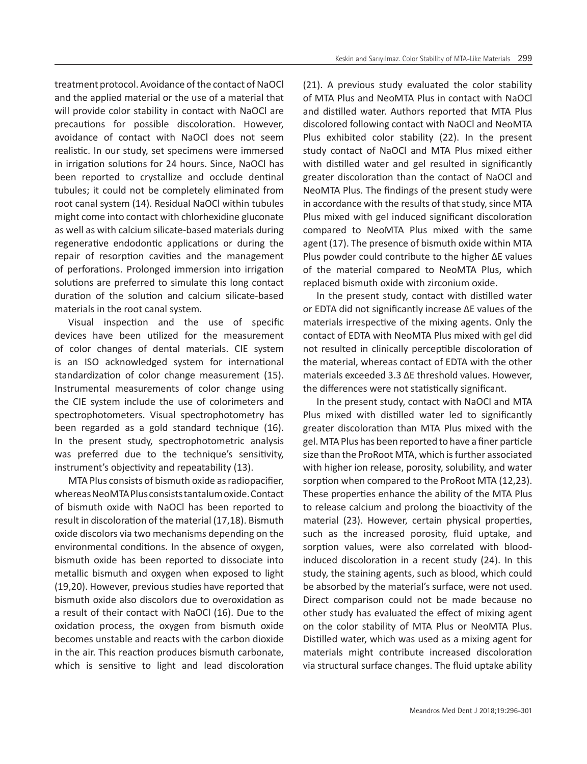treatment protocol. Avoidance of the contact of NaOCl and the applied material or the use of a material that will provide color stability in contact with NaOCl are precautions for possible discoloration. However, avoidance of contact with NaOCl does not seem realistic. In our study, set specimens were immersed in irrigation solutions for 24 hours. Since, NaOCl has been reported to crystallize and occlude dentinal tubules; it could not be completely eliminated from root canal system (14). Residual NaOCl within tubules might come into contact with chlorhexidine gluconate as well as with calcium silicate-based materials during regenerative endodontic applications or during the repair of resorption cavities and the management of perforations. Prolonged immersion into irrigation solutions are preferred to simulate this long contact duration of the solution and calcium silicate-based materials in the root canal system.

Visual inspection and the use of specific devices have been utilized for the measurement of color changes of dental materials. CIE system is an ISO acknowledged system for international standardization of color change measurement (15). Instrumental measurements of color change using the CIE system include the use of colorimeters and spectrophotometers. Visual spectrophotometry has been regarded as a gold standard technique (16). In the present study, spectrophotometric analysis was preferred due to the technique's sensitivity, instrument's objectivity and repeatability (13).

MTA Plus consists of bismuth oxide as radiopacifier, whereas NeoMTA Plus consists tantalum oxide. Contact of bismuth oxide with NaOCl has been reported to result in discoloration of the material (17,18). Bismuth oxide discolors via two mechanisms depending on the environmental conditions. In the absence of oxygen, bismuth oxide has been reported to dissociate into metallic bismuth and oxygen when exposed to light (19,20). However, previous studies have reported that bismuth oxide also discolors due to overoxidation as a result of their contact with NaOCl (16). Due to the oxidation process, the oxygen from bismuth oxide becomes unstable and reacts with the carbon dioxide in the air. This reaction produces bismuth carbonate, which is sensitive to light and lead discoloration (21). A previous study evaluated the color stability of MTA Plus and NeoMTA Plus in contact with NaOCl and distilled water. Authors reported that MTA Plus discolored following contact with NaOCl and NeoMTA Plus exhibited color stability (22). In the present study contact of NaOCl and MTA Plus mixed either with distilled water and gel resulted in significantly greater discoloration than the contact of NaOCl and NeoMTA Plus. The findings of the present study were in accordance with the results of that study, since MTA Plus mixed with gel induced significant discoloration compared to NeoMTA Plus mixed with the same agent (17). The presence of bismuth oxide within MTA Plus powder could contribute to the higher ΔE values of the material compared to NeoMTA Plus, which replaced bismuth oxide with zirconium oxide.

In the present study, contact with distilled water or EDTA did not significantly increase ΔE values of the materials irrespective of the mixing agents. Only the contact of EDTA with NeoMTA Plus mixed with gel did not resulted in clinically perceptible discoloration of the material, whereas contact of EDTA with the other materials exceeded 3.3 ΔE threshold values. However, the differences were not statistically significant.

In the present study, contact with NaOCl and MTA Plus mixed with distilled water led to significantly greater discoloration than MTA Plus mixed with the gel. MTA Plus has been reported to have a finer particle size than the ProRoot MTA, which is further associated with higher ion release, porosity, solubility, and water sorption when compared to the ProRoot MTA (12,23). These properties enhance the ability of the MTA Plus to release calcium and prolong the bioactivity of the material (23). However, certain physical properties, such as the increased porosity, fluid uptake, and sorption values, were also correlated with blood-induced discoloration in a recent study (24). In this study, the staining agents, such as blood, which could be absorbed by the material's surface, were not used. Direct comparison could not be made because no other study has evaluated the effect of mixing agent on the color stability of MTA Plus or NeoMTA Plus. Distilled water, which was used as a mixing agent for materials might contribute increased discoloration via structural surface changes. The fluid uptake ability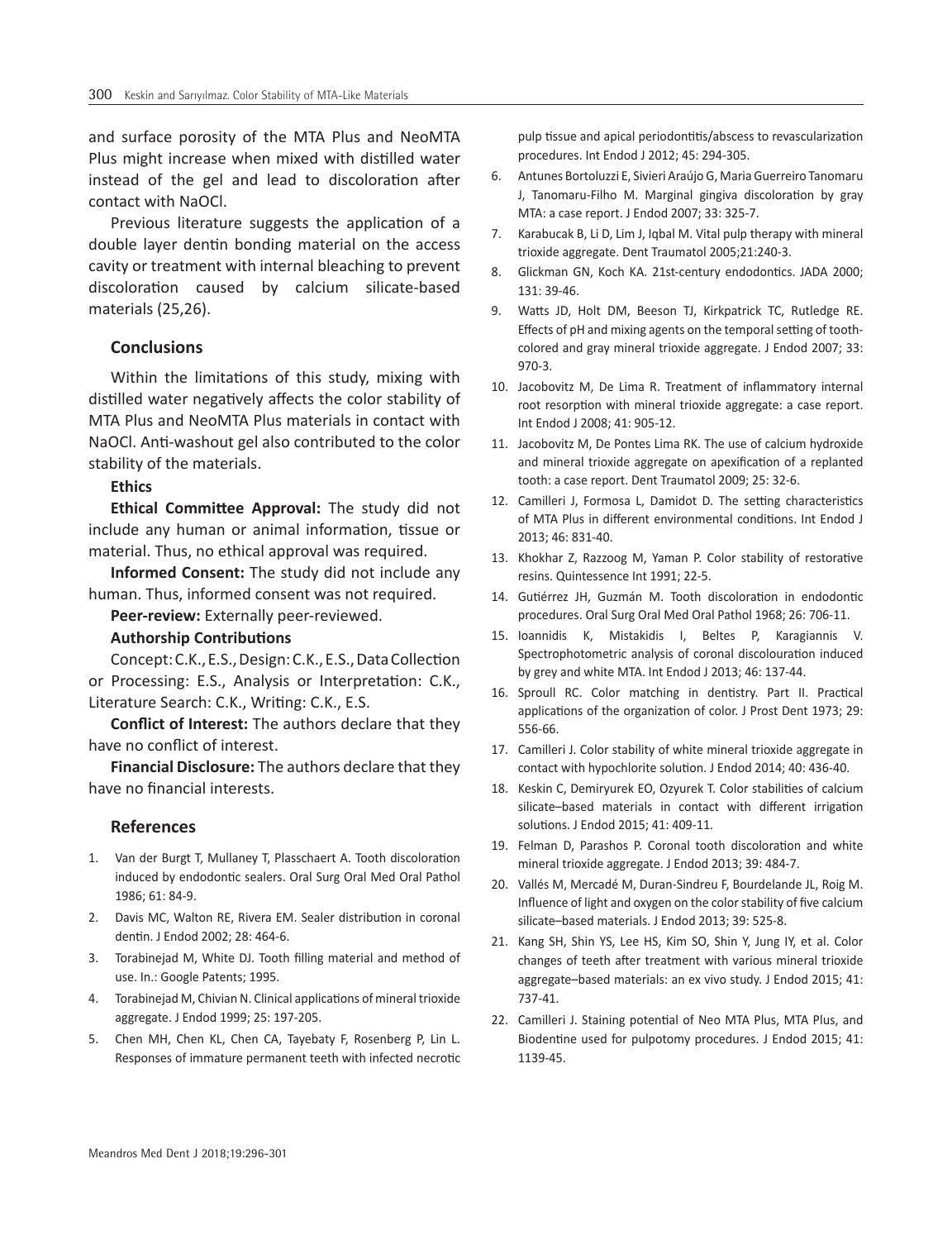and surface porosity of the MTA Plus and NeoMTA Plus might increase when mixed with distilled water instead of the gel and lead to discoloration after contact with NaOCl.

Previous literature suggests the application of a double layer dentin bonding material on the access cavity or treatment with internal bleaching to prevent discoloration caused by calcium silicate-based materials (25,26).

## Conclusions

Within the limitations of this study, mixing with distilled water negatively affects the color stability of MTA Plus and NeoMTA Plus materials in contact with NaOCl. Anti-washout gel also contributed to the color stability of the materials.

**Ethics**

**Ethical Committee Approval:** The study did not include any human or animal information, tissue or material. Thus, no ethical approval was required.

**Informed Consent:** The study did not include any human. Thus, informed consent was not required.

**Peer-review:** Externally peer-reviewed.

**Authorship Contributions**

Concept: C.K., E.S., Design: C.K., E.S., Data Collection or Processing: E.S., Analysis or Interpretation: C.K., Literature Search: C.K., Writing: C.K., E.S.

**Conflict of Interest:** The authors declare that they have no conflict of interest.

**Financial Disclosure:** The authors declare that they have no financial interests.

## References

1. Van der Burgt T, Mullaney T, Plasschaert A. Tooth discoloration induced by endodontic sealers. Oral Surg Oral Med Oral Pathol 1986; 61: 84-9.
2. Davis MC, Walton RE, Rivera EM. Sealer distribution in coronal dentin. J Endod 2002; 28: 464-6.
3. Torabinejad M, White DJ. Tooth filling material and method of use. In.: Google Patents; 1995.
4. Torabinejad M, Chivian N. Clinical applications of mineral trioxide aggregate. J Endod 1999; 25: 197-205.
5. Chen MH, Chen KL, Chen CA, Tayebaty F, Rosenberg P, Lin L. Responses of immature permanent teeth with infected necrotic pulp tissue and apical periodontitis/abscess to revascularization procedures. Int Endod J 2012; 45: 294-305.
6. Antunes Bortoluzzi E, Sivieri Araújo G, Maria Guerreiro Tanomaru J, Tanomaru-Filho M. Marginal gingiva discoloration by gray MTA: a case report. J Endod 2007; 33: 325-7.
7. Karabucak B, Li D, Lim J, Iqbal M. Vital pulp therapy with mineral trioxide aggregate. Dent Traumatol 2005;21:240-3.
8. Glickman GN, Koch KA. 21st-century endodontics. JADA 2000; 131: 39-46.
9. Watts JD, Holt DM, Beeson TJ, Kirkpatrick TC, Rutledge RE. Effects of pH and mixing agents on the temporal setting of tooth-colored and gray mineral trioxide aggregate. J Endod 2007; 33: 970-3.
10. Jacobovitz M, De Lima R. Treatment of inflammatory internal root resorption with mineral trioxide aggregate: a case report. Int Endod J 2008; 41: 905-12.
11. Jacobovitz M, De Pontes Lima RK. The use of calcium hydroxide and mineral trioxide aggregate on apexification of a replanted tooth: a case report. Dent Traumatol 2009; 25: 32-6.
12. Camilleri J, Formosa L, Damidot D. The setting characteristics of MTA Plus in different environmental conditions. Int Endod J 2013; 46: 831-40.
13. Khokhar Z, Razzoog M, Yaman P. Color stability of restorative resins. Quintessence Int 1991; 22-5.
14. Gutiérrez JH, Guzmán M. Tooth discoloration in endodontic procedures. Oral Surg Oral Med Oral Pathol 1968; 26: 706-11.
15. Ioannidis K, Mistakidis I, Beltes P, Karagiannis V. Spectrophotometric analysis of coronal discolouration induced by grey and white MTA. Int Endod J 2013; 46: 137-44.
16. Sproull RC. Color matching in dentistry. Part II. Practical applications of the organization of color. J Prost Dent 1973; 29: 556-66.
17. Camilleri J. Color stability of white mineral trioxide aggregate in contact with hypochlorite solution. J Endod 2014; 40: 436-40.
18. Keskin C, Demiryurek EO, Ozyurek T. Color stabilities of calcium silicate–based materials in contact with different irrigation solutions. J Endod 2015; 41: 409-11.
19. Felman D, Parashos P. Coronal tooth discoloration and white mineral trioxide aggregate. J Endod 2013; 39: 484-7.
20. Vallés M, Mercadé M, Duran-Sindreu F, Bourdelande JL, Roig M. Influence of light and oxygen on the color stability of five calcium silicate–based materials. J Endod 2013; 39: 525-8.
21. Kang SH, Shin YS, Lee HS, Kim SO, Shin Y, Jung IY, et al. Color changes of teeth after treatment with various mineral trioxide aggregate–based materials: an ex vivo study. J Endod 2015; 41: 737-41.
22. Camilleri J. Staining potential of Neo MTA Plus, MTA Plus, and Biodentine used for pulpotomy procedures. J Endod 2015; 41: 1139-45.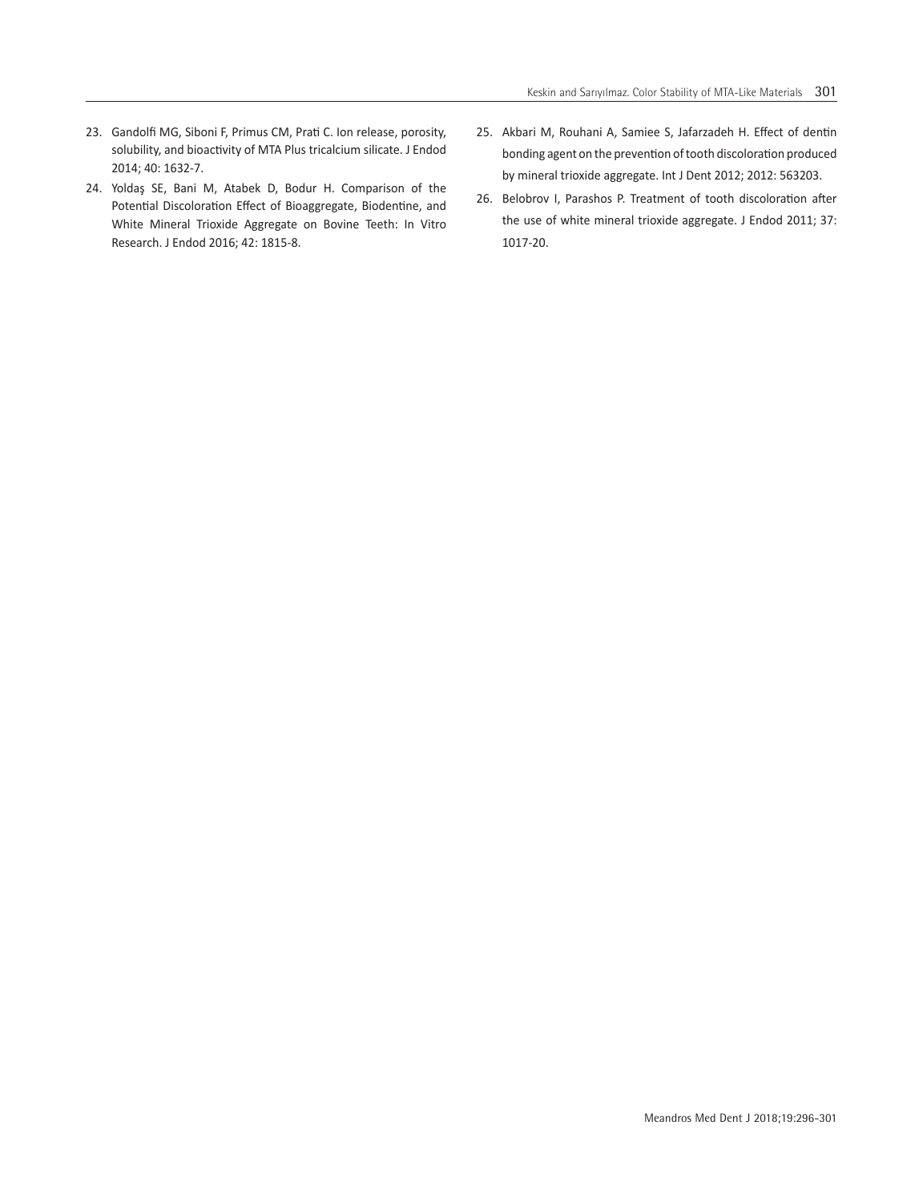23. Gandolfi MG, Siboni F, Primus CM, Prati C. Ion release, porosity, solubility, and bioactivity of MTA Plus tricalcium silicate. J Endod 2014; 40: 1632-7.
24. Yoldaş SE, Bani M, Atabek D, Bodur H. Comparison of the Potential Discoloration Effect of Bioaggregate, Biodentine, and White Mineral Trioxide Aggregate on Bovine Teeth: In Vitro Research. J Endod 2016; 42: 1815-8.
25. Akbari M, Rouhani A, Samiee S, Jafarzadeh H. Effect of dentin bonding agent on the prevention of tooth discoloration produced by mineral trioxide aggregate. Int J Dent 2012; 2012: 563203.
26. Belobrov I, Parashos P. Treatment of tooth discoloration after the use of white mineral trioxide aggregate. J Endod 2011; 37: 1017-20.